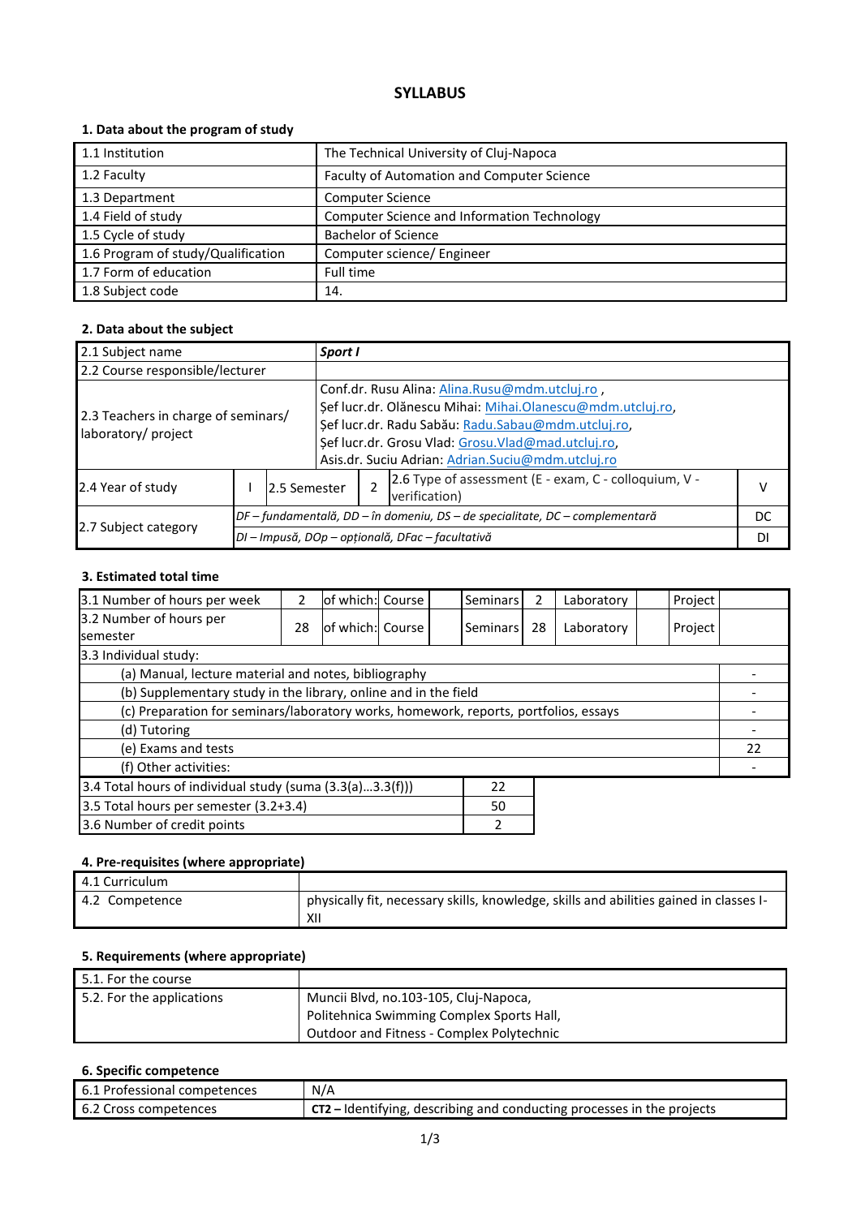# SYLLABUS

## 1. Data about the program of study

| | |
|---|---|
| 1.1 Institution | The Technical University of Cluj-Napoca |
| 1.2 Faculty | Faculty of Automation and Computer Science |
| 1.3 Department | Computer Science |
| 1.4 Field of study | Computer Science and Information Technology |
| 1.5 Cycle of study | Bachelor of Science |
| 1.6 Program of study/Qualification | Computer science/ Engineer |
| 1.7 Form of education | Full time |
| 1.8 Subject code | 14. |

## 2. Data about the subject

| | | | | | |
|---|---|---|---|---|---|
| 2.1 Subject name | ***Sport I*** | | | | |
| 2.2 Course responsible/lecturer | | | | | |
| 2.3 Teachers in charge of seminars/ laboratory/ project | Conf.dr. Rusu Alina: Alina.Rusu@mdm.utcluj.ro , Şef lucr.dr. Olănescu Mihai: Mihai.Olanescu@mdm.utcluj.ro, Şef lucr.dr. Radu Sabău: Radu.Sabau@mdm.utcluj.ro, Şef lucr.dr. Grosu Vlad: Grosu.Vlad@mad.utcluj.ro, Asis.dr. Suciu Adrian: Adrian.Suciu@mdm.utcluj.ro | | | | |
| 2.4 Year of study | I | 2.5 Semester | 2 | 2.6 Type of assessment (E - exam, C - colloquium, V - verification) | V |
| 2.7 Subject category | *DF – fundamentală, DD – în domeniu, DS – de specialitate, DC – complementară* | | | | DC |
| | *DI – Impusă, DOp – opțională, DFac – facultativă* | | | | DI |

## 3. Estimated total time

| | | | | | | | | | |
|---|---|---|---|---|---|---|---|---|---|
| 3.1 Number of hours per week | 2 | of which: | Course | | Seminars | 2 | Laboratory | | Project |
| 3.2 Number of hours per semester | 28 | of which: | Course | | Seminars | 28 | Laboratory | | Project |

| 3.3 Individual study: | |
|---|---|
| (a) Manual, lecture material and notes, bibliography | - |
| (b) Supplementary study in the library, online and in the field | - |
| (c) Preparation for seminars/laboratory works, homework, reports, portfolios, essays | - |
| (d) Tutoring | - |
| (e) Exams and tests | 22 |
| (f) Other activities: | - |

| | |
|---|---|
| 3.4 Total hours of individual study (suma (3.3(a)…3.3(f))) | 22 |
| 3.5 Total hours per semester (3.2+3.4) | 50 |
| 3.6 Number of credit points | 2 |

## 4. Pre-requisites (where appropriate)

| | |
|---|---|
| 4.1 Curriculum | |
| 4.2 Competence | physically fit, necessary skills, knowledge, skills and abilities gained in classes I-XII |

## 5. Requirements (where appropriate)

| | |
|---|---|
| 5.1. For the course | |
| 5.2. For the applications | Muncii Blvd, no.103-105, Cluj-Napoca, Politehnica Swimming Complex Sports Hall, Outdoor and Fitness - Complex Polytechnic |

## 6. Specific competence

| | |
|---|---|
| 6.1 Professional competences | N/A |
| 6.2 Cross competences | **CT2 –** Identifying, describing and conducting processes in the projects |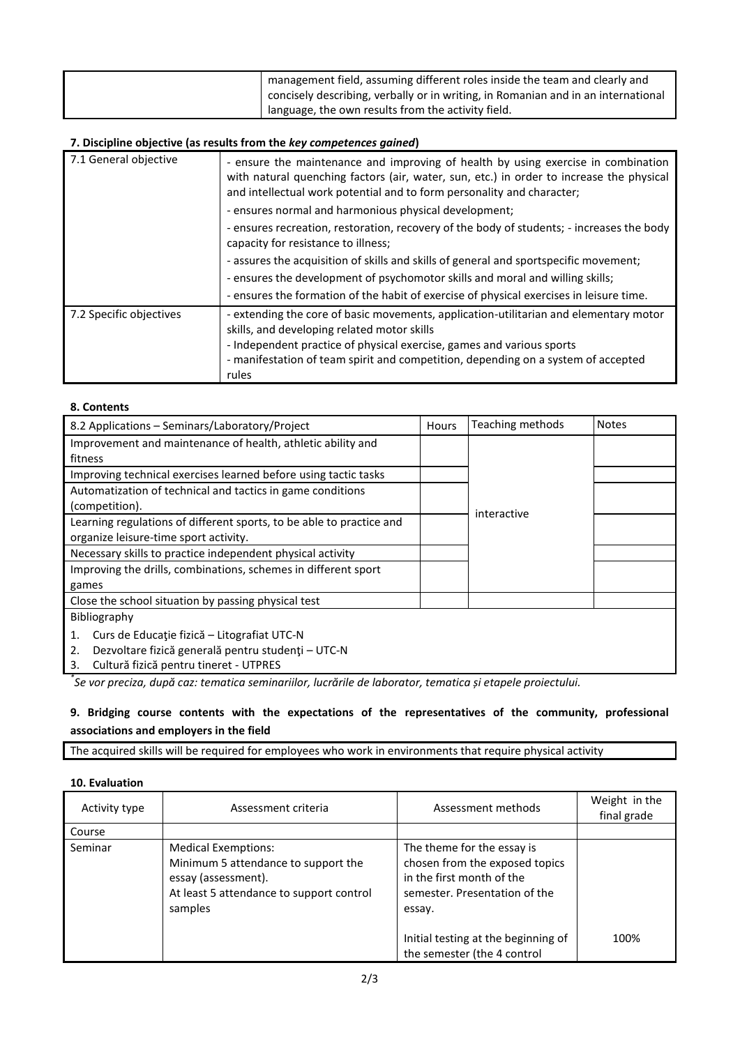| | management field, assuming different roles inside the team and clearly and concisely describing, verbally or in writing, in Romanian and in an international language, the own results from the activity field. |
|---|---|

**7. Discipline objective (as results from the *key competences gained*)**

| | |
|---|---|
| 7.1 General objective | - ensure the maintenance and improving of health by using exercise in combination with natural quenching factors (air, water, sun, etc.) in order to increase the physical and intellectual work potential and to form personality and character;<br>- ensures normal and harmonious physical development;<br>- ensures recreation, restoration, recovery of the body of students; - increases the body capacity for resistance to illness;<br>- assures the acquisition of skills and skills of general and sportspecific movement;<br>- ensures the development of psychomotor skills and moral and willing skills;<br>- ensures the formation of the habit of exercise of physical exercises in leisure time. |
| 7.2 Specific objectives | - extending the core of basic movements, application-utilitarian and elementary motor skills, and developing related motor skills<br>- Independent practice of physical exercise, games and various sports<br>- manifestation of team spirit and competition, depending on a system of accepted rules |

**8. Contents**

| 8.2 Applications – Seminars/Laboratory/Project | Hours | Teaching methods | Notes |
|---|---|---|---|
| Improvement and maintenance of health, athletic ability and fitness | | interactive | |
| Improving technical exercises learned before using tactic tasks | | | |
| Automatization of technical and tactics in game conditions (competition). | | | |
| Learning regulations of different sports, to be able to practice and organize leisure-time sport activity. | | | |
| Necessary skills to practice independent physical activity | | | |
| Improving the drills, combinations, schemes in different sport games | | | |
| Close the school situation by passing physical test | | | |

Bibliography

1. Curs de Educaţie fizică – Litografiat UTC-N
2. Dezvoltare fizică generală pentru studenţi – UTC-N
3. Cultură fizică pentru tineret - UTPRES

\*Se vor preciza, după caz: tematica seminariilor, lucrările de laborator, tematica și etapele proiectului.

**9. Bridging course contents with the expectations of the representatives of the community, professional associations and employers in the field**

The acquired skills will be required for employees who work in environments that require physical activity

**10. Evaluation**

| Activity type | Assessment criteria | Assessment methods | Weight in the final grade |
|---|---|---|---|
| Course | | | |
| Seminar | Medical Exemptions:<br>Minimum 5 attendance to support the essay (assessment).<br>At least 5 attendance to support control samples | The theme for the essay is chosen from the exposed topics in the first month of the semester. Presentation of the essay.<br><br>Initial testing at the beginning of the semester (the 4 control | 100% |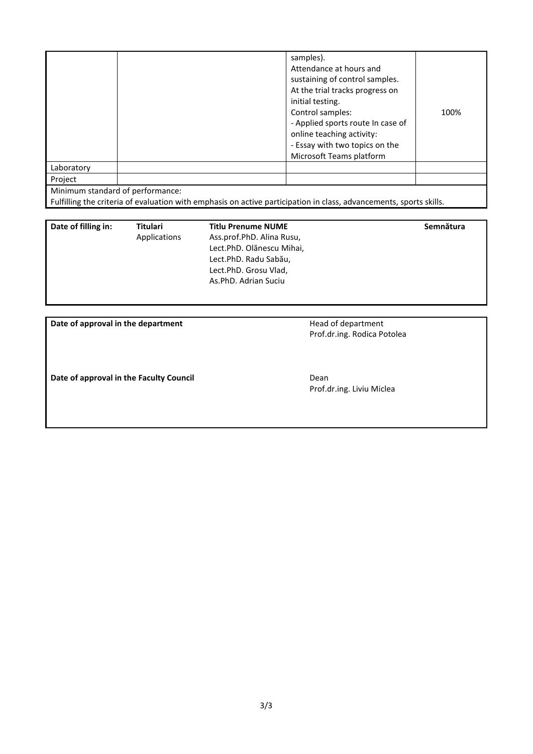| | | | |
|---|---|---|---|
| | | samples).<br>Attendance at hours and sustaining of control samples.<br>At the trial tracks progress on initial testing.<br>Control samples:<br>- Applied sports route In case of online teaching activity:<br>- Essay with two topics on the Microsoft Teams platform | 100% |
| Laboratory | | | |
| Project | | | |
| Minimum standard of performance:<br>Fulfilling the criteria of evaluation with emphasis on active participation in class, advancements, sports skills. | | | |

| **Date of filling in:** | **Titulari** | **Titlu Prenume NUME** | **Semnătura** |
|---|---|---|---|
| | Applications | Ass.prof.PhD. Alina Rusu,<br>Lect.PhD. Olănescu Mihai,<br>Lect.PhD. Radu Sabău,<br>Lect.PhD. Grosu Vlad,<br>As.PhD. Adrian Suciu | |

| | |
|---|---|
| **Date of approval in the department** | Head of department<br>Prof.dr.ing. Rodica Potolea |
| **Date of approval in the Faculty Council** | Dean<br>Prof.dr.ing. Liviu Miclea |